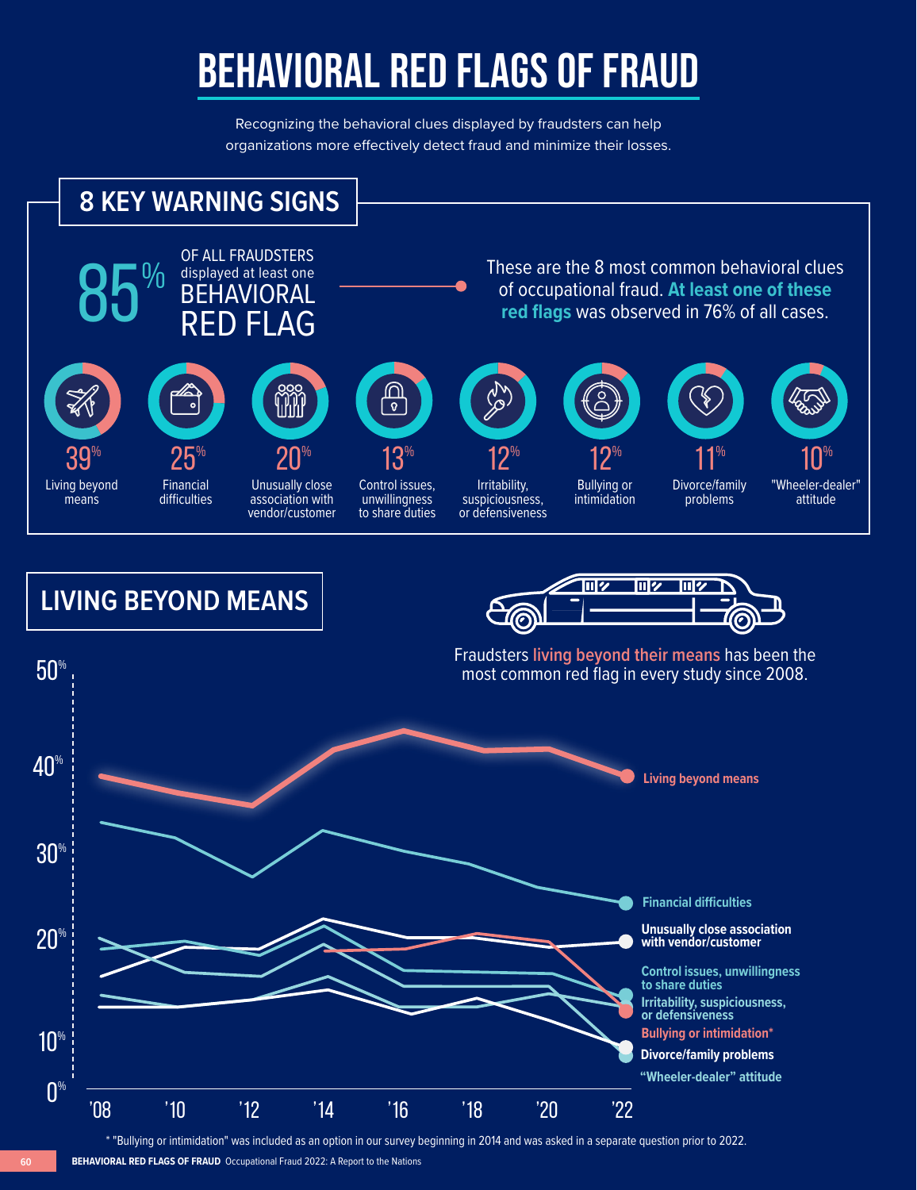# BEHAVIORAL RED FLAGS OF FRAUD

Recognizing the behavioral clues displayed by fraudsters can help organizations more effectively detect fraud and minimize their losses.

## 8 KEY WARNING SIGNS

**85%** OF ALL FRAUDSTERS displayed at least one BEHAVIORAL RED FLAG

These are the 8 most common behavioral clues of occupational fraud. **At least one of these red flags** was observed in 76% of all cases.

| Percentage | Warning sign |
|---|---|
| 39% | Living beyond means |
| 25% | Financial difficulties |
| 20% | Unusually close association with vendor/customer |
| 13% | Control issues, unwillingness to share duties |
| 12% | Irritability, suspiciousness, or defensiveness |
| 12% | Bullying or intimidation |
| 11% | Divorce/family problems |
| 10% | "Wheeler-dealer" attitude |

## LIVING BEYOND MEANS

Fraudsters living beyond their means has been the most common red flag in every study since 2008.

Chart lines (2008–2022, 0%–50%):
- Living beyond means
- Financial difficulties
- Unusually close association with vendor/customer
- Control issues, unwillingness to share duties
- Irritability, suspiciousness, or defensiveness
- Bullying or intimidation*
- Divorce/family problems
- "Wheeler-dealer" attitude

X-axis: '08, '10, '12, '14, '16, '18, '20, '22

\* "Bullying or intimidation" was included as an option in our survey beginning in 2014 and was asked in a separate question prior to 2022.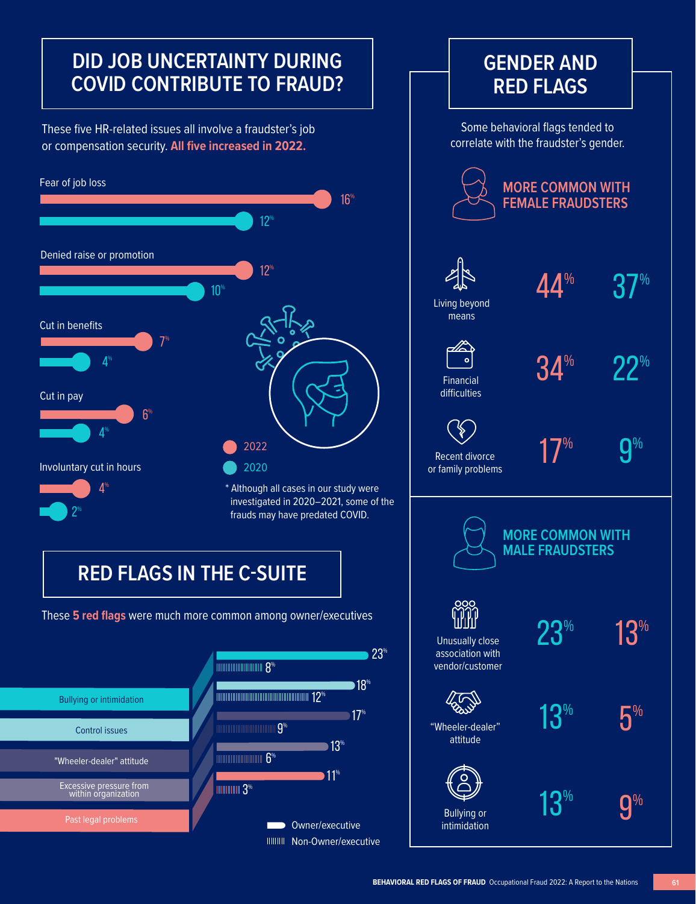# DID JOB UNCERTAINTY DURING COVID CONTRIBUTE TO FRAUD?

These five HR-related issues all involve a fraudster's job or compensation security. **All five increased in 2022.**

Fear of job loss
16%
12%

Denied raise or promotion
12%
10%

Cut in benefits
7%
4%

Cut in pay
6%
4%

Involuntary cut in hours
4%
2%

2022
2020

* Although all cases in our study were investigated in 2020–2021, some of the frauds may have predated COVID.

# RED FLAGS IN THE C-SUITE

These **5 red flags** were much more common among owner/executives

Bullying or intimidation
23%
8%

Control issues
18%
12%

"Wheeler-dealer" attitude
17%
9%

Excessive pressure from within organization
13%
6%

Past legal problems
11%
3%

Owner/executive
Non-Owner/executive

# GENDER AND RED FLAGS

Some behavioral flags tended to correlate with the fraudster's gender.

## MORE COMMON WITH FEMALE FRAUDSTERS

Living beyond means
44%
37%

Financial difficulties
34%
22%

Recent divorce or family problems
17%
9%

## MORE COMMON WITH MALE FRAUDSTERS

Unusually close association with vendor/customer
23%
13%

"Wheeler-dealer" attitude
13%
5%

Bullying or intimidation
13%
9%